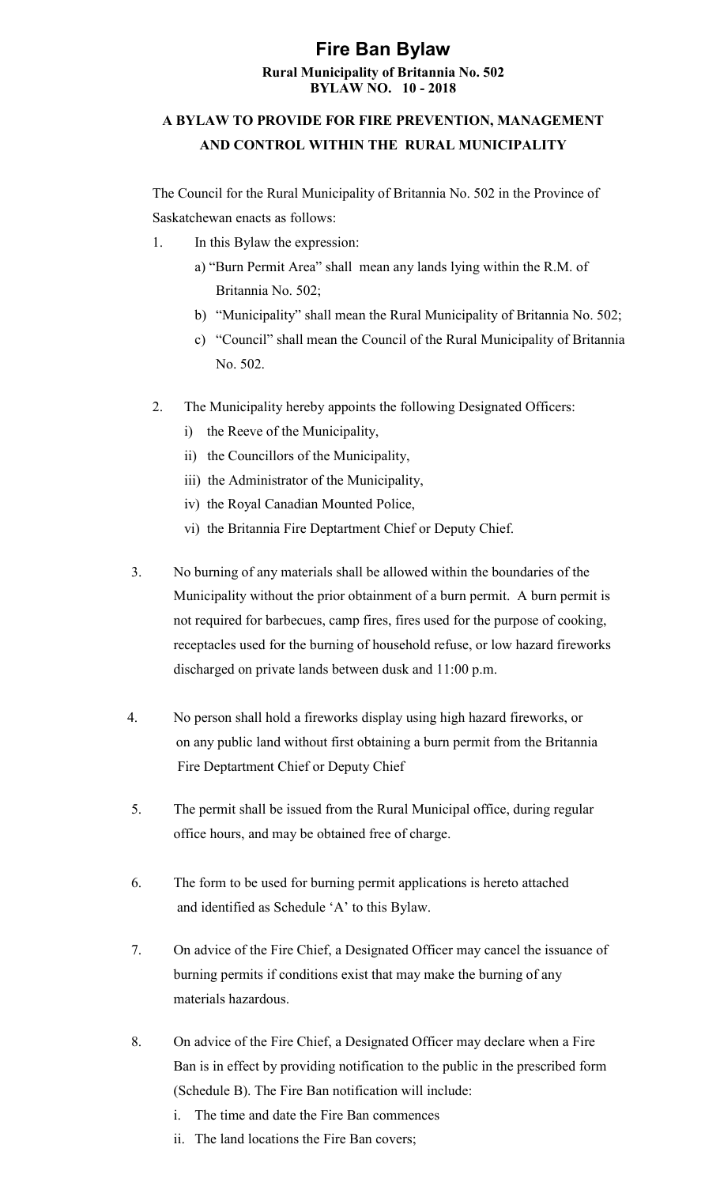# Fire Ban Bylaw

**Rural Municipality of Britannia No. 502**
**BYLAW NO. 10 - 2018**

## A BYLAW TO PROVIDE FOR FIRE PREVENTION, MANAGEMENT AND CONTROL WITHIN THE RURAL MUNICIPALITY

The Council for the Rural Municipality of Britannia No. 502 in the Province of Saskatchewan enacts as follows:

1. In this Bylaw the expression:
   a) "Burn Permit Area" shall mean any lands lying within the R.M. of Britannia No. 502;
   b) "Municipality" shall mean the Rural Municipality of Britannia No. 502;
   c) "Council" shall mean the Council of the Rural Municipality of Britannia No. 502.

2. The Municipality hereby appoints the following Designated Officers:
   i) the Reeve of the Municipality,
   ii) the Councillors of the Municipality,
   iii) the Administrator of the Municipality,
   iv) the Royal Canadian Mounted Police,
   vi) the Britannia Fire Deptartment Chief or Deputy Chief.

3. No burning of any materials shall be allowed within the boundaries of the Municipality without the prior obtainment of a burn permit. A burn permit is not required for barbecues, camp fires, fires used for the purpose of cooking, receptacles used for the burning of household refuse, or low hazard fireworks discharged on private lands between dusk and 11:00 p.m.

4. No person shall hold a fireworks display using high hazard fireworks, or on any public land without first obtaining a burn permit from the Britannia Fire Deptartment Chief or Deputy Chief

5. The permit shall be issued from the Rural Municipal office, during regular office hours, and may be obtained free of charge.

6. The form to be used for burning permit applications is hereto attached and identified as Schedule 'A' to this Bylaw.

7. On advice of the Fire Chief, a Designated Officer may cancel the issuance of burning permits if conditions exist that may make the burning of any materials hazardous.

8. On advice of the Fire Chief, a Designated Officer may declare when a Fire Ban is in effect by providing notification to the public in the prescribed form (Schedule B). The Fire Ban notification will include:
   i. The time and date the Fire Ban commences
   ii. The land locations the Fire Ban covers;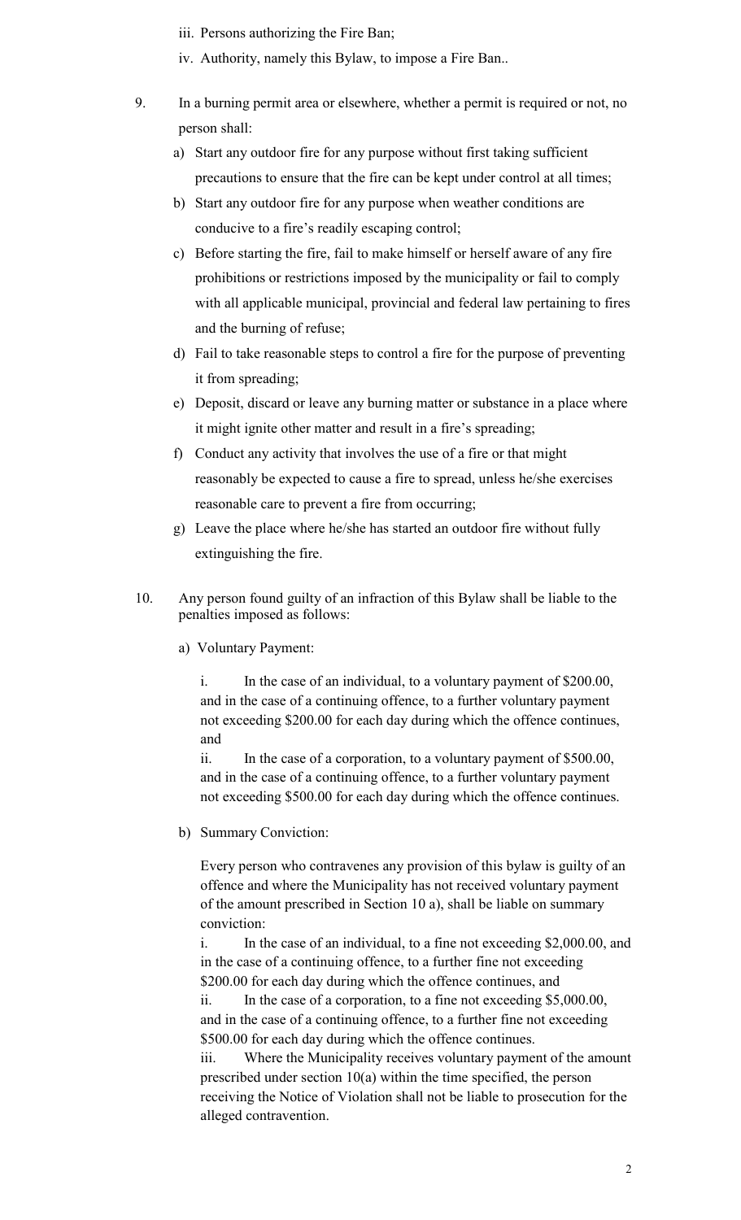iii. Persons authorizing the Fire Ban;

iv. Authority, namely this Bylaw, to impose a Fire Ban..

9. In a burning permit area or elsewhere, whether a permit is required or not, no person shall:

   a) Start any outdoor fire for any purpose without first taking sufficient precautions to ensure that the fire can be kept under control at all times;

   b) Start any outdoor fire for any purpose when weather conditions are conducive to a fire's readily escaping control;

   c) Before starting the fire, fail to make himself or herself aware of any fire prohibitions or restrictions imposed by the municipality or fail to comply with all applicable municipal, provincial and federal law pertaining to fires and the burning of refuse;

   d) Fail to take reasonable steps to control a fire for the purpose of preventing it from spreading;

   e) Deposit, discard or leave any burning matter or substance in a place where it might ignite other matter and result in a fire's spreading;

   f) Conduct any activity that involves the use of a fire or that might reasonably be expected to cause a fire to spread, unless he/she exercises reasonable care to prevent a fire from occurring;

   g) Leave the place where he/she has started an outdoor fire without fully extinguishing the fire.

10. Any person found guilty of an infraction of this Bylaw shall be liable to the penalties imposed as follows:

   a) Voluntary Payment:

      i. In the case of an individual, to a voluntary payment of $200.00, and in the case of a continuing offence, to a further voluntary payment not exceeding $200.00 for each day during which the offence continues, and

      ii. In the case of a corporation, to a voluntary payment of $500.00, and in the case of a continuing offence, to a further voluntary payment not exceeding $500.00 for each day during which the offence continues.

   b) Summary Conviction:

      Every person who contravenes any provision of this bylaw is guilty of an offence and where the Municipality has not received voluntary payment of the amount prescribed in Section 10 a), shall be liable on summary conviction:

      i. In the case of an individual, to a fine not exceeding $2,000.00, and in the case of a continuing offence, to a further fine not exceeding $200.00 for each day during which the offence continues, and

      ii. In the case of a corporation, to a fine not exceeding $5,000.00, and in the case of a continuing offence, to a further fine not exceeding $500.00 for each day during which the offence continues.

      iii. Where the Municipality receives voluntary payment of the amount prescribed under section 10(a) within the time specified, the person receiving the Notice of Violation shall not be liable to prosecution for the alleged contravention.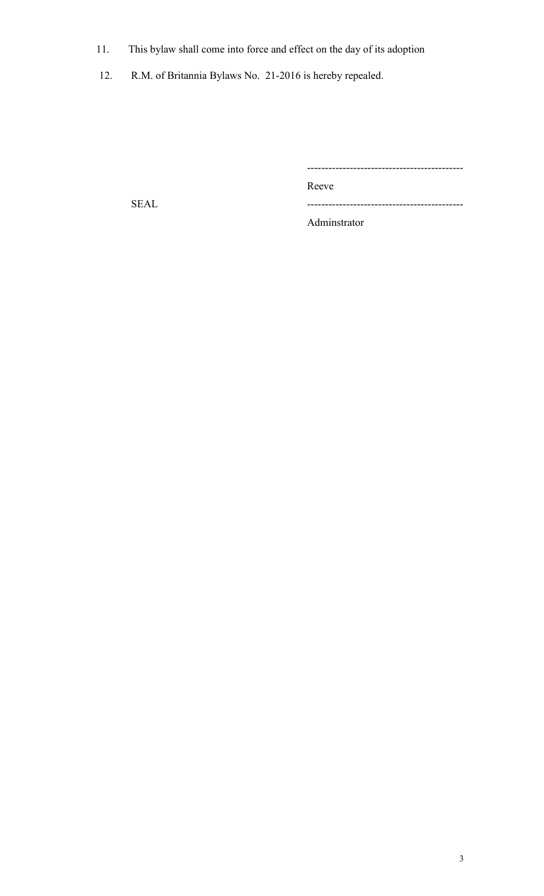11. This bylaw shall come into force and effect on the day of its adoption

12. R.M. of Britannia Bylaws No. 21-2016 is hereby repealed.

-------------------------------------------

Reeve

SEAL

-------------------------------------------

Adminstrator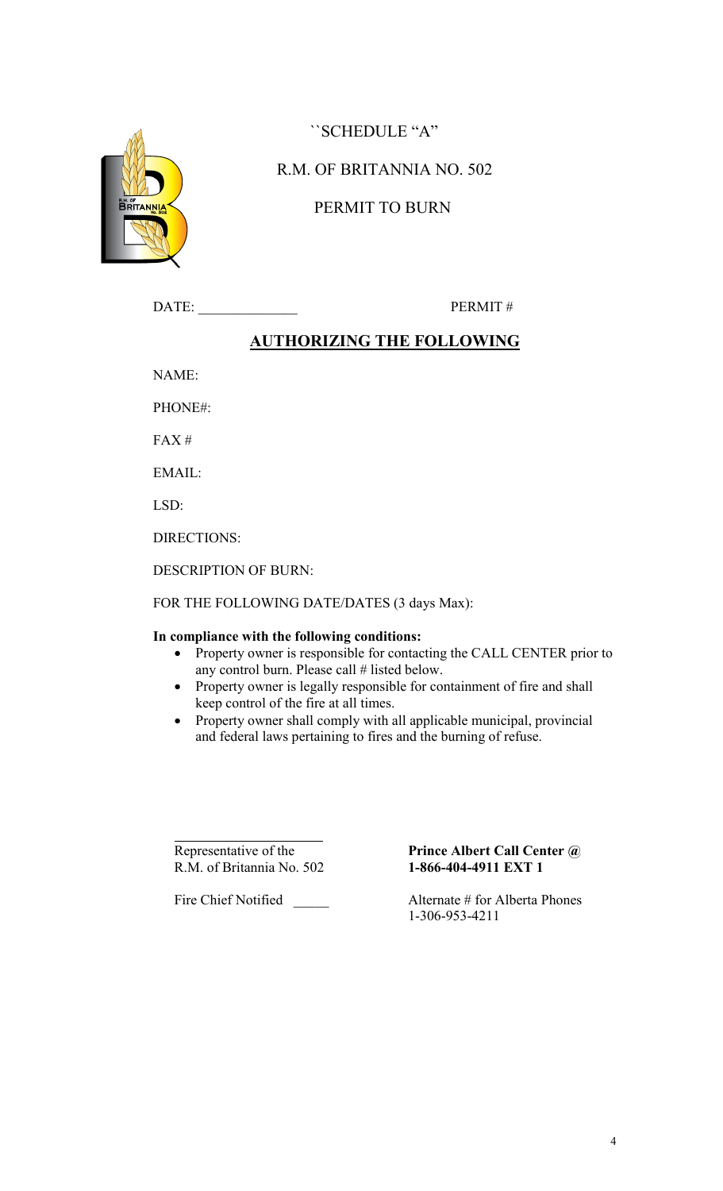``SCHEDULE "A"

R.M. OF BRITANNIA NO. 502

PERMIT TO BURN

DATE: ______________ PERMIT #

## AUTHORIZING THE FOLLOWING

NAME:

PHONE#:

FAX #

EMAIL:

LSD:

DIRECTIONS:

DESCRIPTION OF BURN:

FOR THE FOLLOWING DATE/DATES (3 days Max):

**In compliance with the following conditions:**

- Property owner is responsible for contacting the CALL CENTER prior to any control burn. Please call # listed below.
- Property owner is legally responsible for containment of fire and shall keep control of the fire at all times.
- Property owner shall comply with all applicable municipal, provincial and federal laws pertaining to fires and the burning of refuse.

______________________
Representative of the
R.M. of Britannia No. 502

**Prince Albert Call Center @**
**1-866-404-4911 EXT 1**

Fire Chief Notified _____

Alternate # for Alberta Phones
1-306-953-4211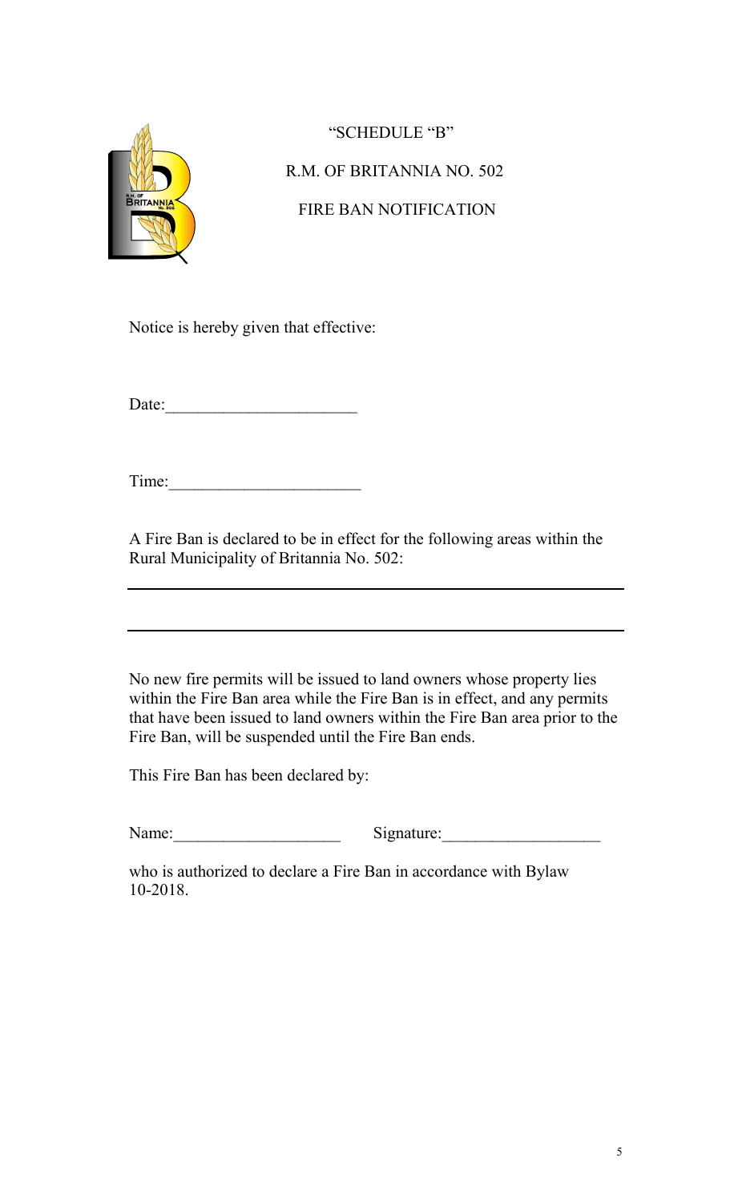"SCHEDULE "B"

R.M. OF BRITANNIA NO. 502

FIRE BAN NOTIFICATION

Notice is hereby given that effective:

Date:\_\_\_\_\_\_\_\_\_\_\_\_\_\_\_\_\_\_\_\_\_\_

Time:\_\_\_\_\_\_\_\_\_\_\_\_\_\_\_\_\_\_\_\_\_\_

A Fire Ban is declared to be in effect for the following areas within the Rural Municipality of Britannia No. 502:

---

---

No new fire permits will be issued to land owners whose property lies within the Fire Ban area while the Fire Ban is in effect, and any permits that have been issued to land owners within the Fire Ban area prior to the Fire Ban, will be suspended until the Fire Ban ends.

This Fire Ban has been declared by:

Name:\_\_\_\_\_\_\_\_\_\_\_\_\_\_\_\_\_\_\_\_ Signature:\_\_\_\_\_\_\_\_\_\_\_\_\_\_\_\_\_\_

who is authorized to declare a Fire Ban in accordance with Bylaw 10-2018.